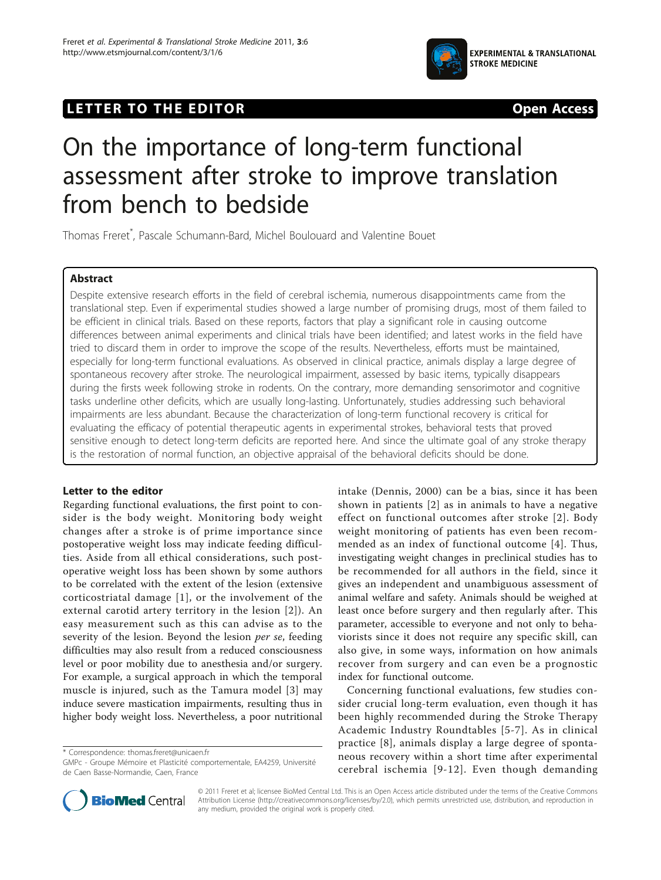LETTER TO THE EDITOR

Open Access

# On the importance of long-term functional assessment after stroke to improve translation from bench to bedside

Thomas Freret*, Pascale Schumann-Bard, Michel Boulouard and Valentine Bouet

## Abstract

Despite extensive research efforts in the field of cerebral ischemia, numerous disappointments came from the translational step. Even if experimental studies showed a large number of promising drugs, most of them failed to be efficient in clinical trials. Based on these reports, factors that play a significant role in causing outcome differences between animal experiments and clinical trials have been identified; and latest works in the field have tried to discard them in order to improve the scope of the results. Nevertheless, efforts must be maintained, especially for long-term functional evaluations. As observed in clinical practice, animals display a large degree of spontaneous recovery after stroke. The neurological impairment, assessed by basic items, typically disappears during the firsts week following stroke in rodents. On the contrary, more demanding sensorimotor and cognitive tasks underline other deficits, which are usually long-lasting. Unfortunately, studies addressing such behavioral impairments are less abundant. Because the characterization of long-term functional recovery is critical for evaluating the efficacy of potential therapeutic agents in experimental strokes, behavioral tests that proved sensitive enough to detect long-term deficits are reported here. And since the ultimate goal of any stroke therapy is the restoration of normal function, an objective appraisal of the behavioral deficits should be done.

## Letter to the editor

Regarding functional evaluations, the first point to consider is the body weight. Monitoring body weight changes after a stroke is of prime importance since postoperative weight loss may indicate feeding difficulties. Aside from all ethical considerations, such postoperative weight loss has been shown by some authors to be correlated with the extent of the lesion (extensive corticostriatal damage [1], or the involvement of the external carotid artery territory in the lesion [2]). An easy measurement such as this can advise as to the severity of the lesion. Beyond the lesion *per se*, feeding difficulties may also result from a reduced consciousness level or poor mobility due to anesthesia and/or surgery. For example, a surgical approach in which the temporal muscle is injured, such as the Tamura model [3] may induce severe mastication impairments, resulting thus in higher body weight loss. Nevertheless, a poor nutritional intake (Dennis, 2000) can be a bias, since it has been shown in patients [2] as in animals to have a negative effect on functional outcomes after stroke [2]. Body weight monitoring of patients has even been recommended as an index of functional outcome [4]. Thus, investigating weight changes in preclinical studies has to be recommended for all authors in the field, since it gives an independent and unambiguous assessment of animal welfare and safety. Animals should be weighed at least once before surgery and then regularly after. This parameter, accessible to everyone and not only to behaviorists since it does not require any specific skill, can also give, in some ways, information on how animals recover from surgery and can even be a prognostic index for functional outcome.

Concerning functional evaluations, few studies consider crucial long-term evaluation, even though it has been highly recommended during the Stroke Therapy Academic Industry Roundtables [5-7]. As in clinical practice [8], animals display a large degree of spontaneous recovery within a short time after experimental cerebral ischemia [9-12]. Even though demanding

* Correspondence: thomas.freret@unicaen.fr
GMPc - Groupe Mémoire et Plasticité comportementale, EA4259, Université de Caen Basse-Normandie, Caen, France

© 2011 Freret et al; licensee BioMed Central Ltd. This is an Open Access article distributed under the terms of the Creative Commons Attribution License (http://creativecommons.org/licenses/by/2.0), which permits unrestricted use, distribution, and reproduction in any medium, provided the original work is properly cited.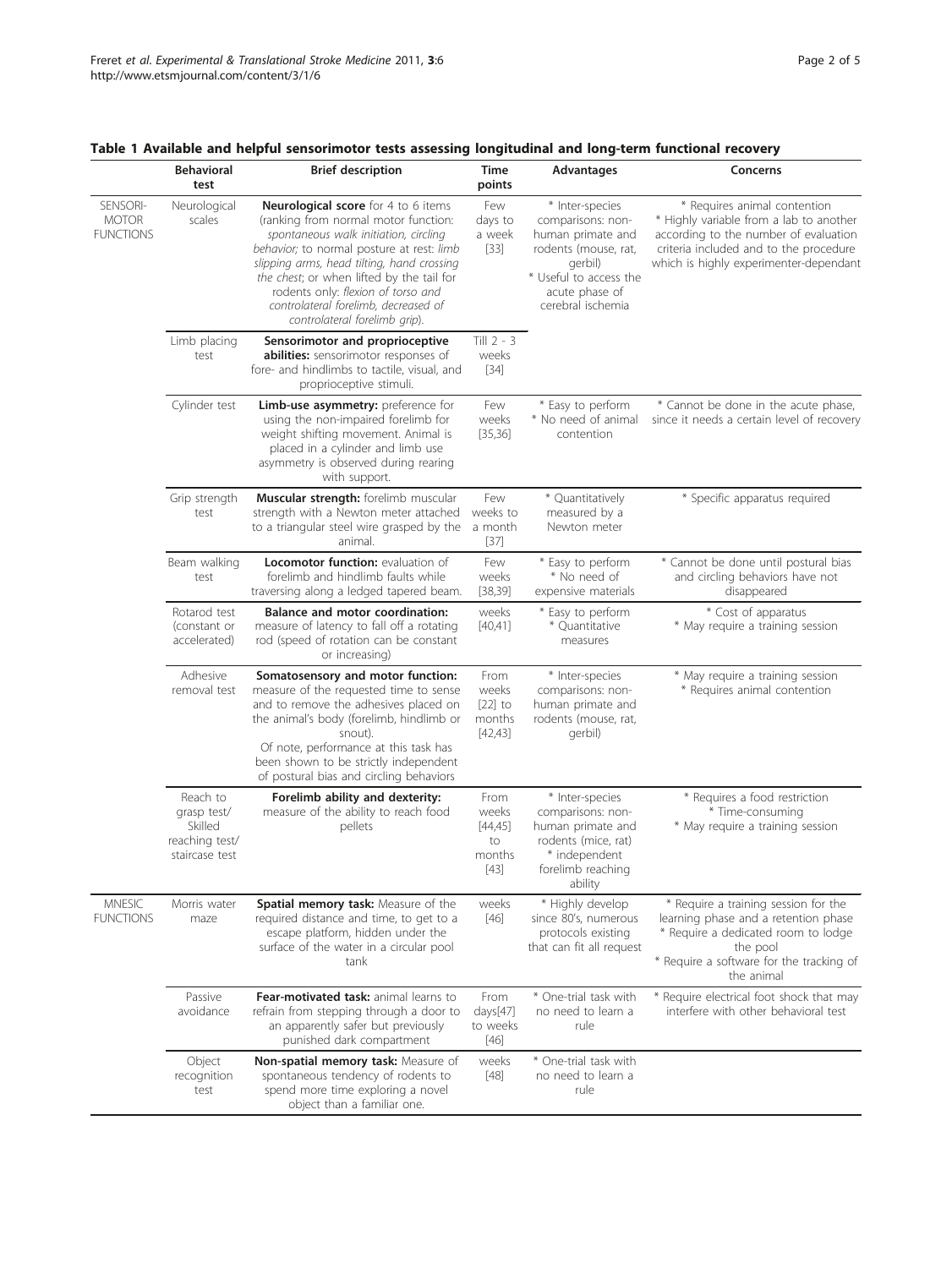**Table 1 Available and helpful sensorimotor tests assessing longitudinal and long-term functional recovery**

| | Behavioral test | Brief description | Time points | Advantages | Concerns |
|---|---|---|---|---|---|
| SENSORI-MOTOR FUNCTIONS | Neurological scales | **Neurological score** for 4 to 6 items (ranking from normal motor function: *spontaneous walk initiation, circling behavior;* to normal posture at rest: *limb slipping arms, head tilting, hand crossing the chest*; or when lifted by the tail for rodents only: *flexion of torso and controlateral forelimb, decreased of controlateral forelimb grip*). | Few days to a week [33] | * Inter-species comparisons: non-human primate and rodents (mouse, rat, gerbil) * Useful to access the acute phase of cerebral ischemia | * Requires animal contention * Highly variable from a lab to another according to the number of evaluation criteria included and to the procedure which is highly experimenter-dependant |
| | Limb placing test | **Sensorimotor and proprioceptive abilities:** sensorimotor responses of fore- and hindlimbs to tactile, visual, and proprioceptive stimuli. | Till 2 - 3 weeks [34] | | |
| | Cylinder test | **Limb-use asymmetry:** preference for using the non-impaired forelimb for weight shifting movement. Animal is placed in a cylinder and limb use asymmetry is observed during rearing with support. | Few weeks [35,36] | * Easy to perform * No need of animal contention | * Cannot be done in the acute phase, since it needs a certain level of recovery |
| | Grip strength test | **Muscular strength:** forelimb muscular strength with a Newton meter attached to a triangular steel wire grasped by the animal. | Few weeks to a month [37] | * Quantitatively measured by a Newton meter | * Specific apparatus required |
| | Beam walking test | **Locomotor function:** evaluation of forelimb and hindlimb faults while traversing along a ledged tapered beam. | Few weeks [38,39] | * Easy to perform * No need of expensive materials | * Cannot be done until postural bias and circling behaviors have not disappeared |
| | Rotarod test (constant or accelerated) | **Balance and motor coordination:** measure of latency to fall off a rotating rod (speed of rotation can be constant or increasing) | weeks [40,41] | * Easy to perform * Quantitative measures | * Cost of apparatus * May require a training session |
| | Adhesive removal test | **Somatosensory and motor function:** measure of the requested time to sense and to remove the adhesives placed on the animal's body (forelimb, hindlimb or snout). Of note, performance at this task has been shown to be strictly independent of postural bias and circling behaviors | From weeks [22] to months [42,43] | * Inter-species comparisons: non-human primate and rodents (mouse, rat, gerbil) | * May require a training session * Requires animal contention |
| | Reach to grasp test/ Skilled reaching test/ staircase test | **Forelimb ability and dexterity:** measure of the ability to reach food pellets | From weeks [44,45] to months [43] | * Inter-species comparisons: non-human primate and rodents (mice, rat) * independent forelimb reaching ability | * Requires a food restriction * Time-consuming * May require a training session |
| MNESIC FUNCTIONS | Morris water maze | **Spatial memory task:** Measure of the required distance and time, to get to a escape platform, hidden under the surface of the water in a circular pool tank | weeks [46] | * Highly develop since 80's, numerous protocols existing that can fit all request | * Require a training session for the learning phase and a retention phase * Require a dedicated room to lodge the pool * Require a software for the tracking of the animal |
| | Passive avoidance | **Fear-motivated task:** animal learns to refrain from stepping through a door to an apparently safer but previously punished dark compartment | From days[47] to weeks [46] | * One-trial task with no need to learn a rule | * Require electrical foot shock that may interfere with other behavioral test |
| | Object recognition test | **Non-spatial memory task:** Measure of spontaneous tendency of rodents to spend more time exploring a novel object than a familiar one. | weeks [48] | * One-trial task with no need to learn a rule | |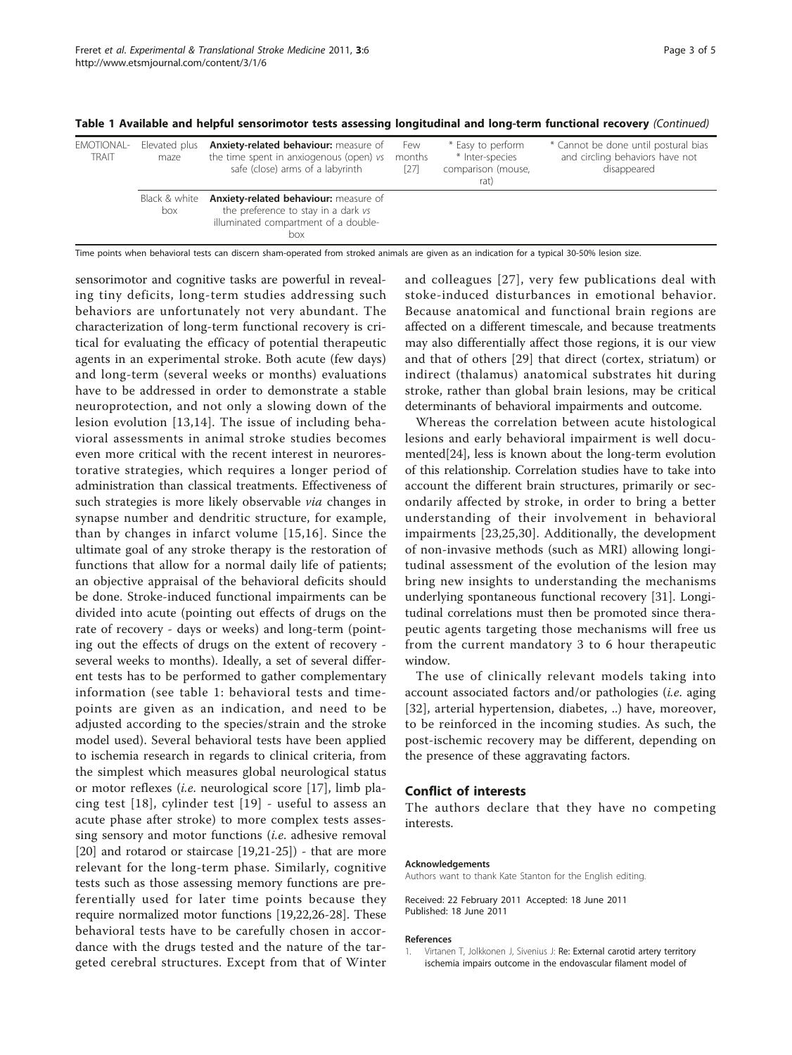**Table 1 Available and helpful sensorimotor tests assessing longitudinal and long-term functional recovery** *(Continued)*

| | | | | | |
|---|---|---|---|---|---|
| EMOTIONAL-TRAIT | Elevated plus maze | **Anxiety-related behaviour:** measure of the time spent in anxiogenous (open) *vs* safe (close) arms of a labyrinth | Few months [27] | * Easy to perform * Inter-species comparison (mouse, rat) | * Cannot be done until postural bias and circling behaviors have not disappeared |
| | Black & white box | **Anxiety-related behaviour:** measure of the preference to stay in a dark *vs* illuminated compartment of a double-box | | | |

Time points when behavioral tests can discern sham-operated from stroked animals are given as an indication for a typical 30-50% lesion size.

sensorimotor and cognitive tasks are powerful in revealing tiny deficits, long-term studies addressing such behaviors are unfortunately not very abundant. The characterization of long-term functional recovery is critical for evaluating the efficacy of potential therapeutic agents in an experimental stroke. Both acute (few days) and long-term (several weeks or months) evaluations have to be addressed in order to demonstrate a stable neuroprotection, and not only a slowing down of the lesion evolution [13,14]. The issue of including behavioral assessments in animal stroke studies becomes even more critical with the recent interest in neurorestorative strategies, which requires a longer period of administration than classical treatments. Effectiveness of such strategies is more likely observable *via* changes in synapse number and dendritic structure, for example, than by changes in infarct volume [15,16]. Since the ultimate goal of any stroke therapy is the restoration of functions that allow for a normal daily life of patients; an objective appraisal of the behavioral deficits should be done. Stroke-induced functional impairments can be divided into acute (pointing out effects of drugs on the rate of recovery - days or weeks) and long-term (pointing out the effects of drugs on the extent of recovery - several weeks to months). Ideally, a set of several different tests has to be performed to gather complementary information (see table 1: behavioral tests and time-points are given as an indication, and need to be adjusted according to the species/strain and the stroke model used). Several behavioral tests have been applied to ischemia research in regards to clinical criteria, from the simplest which measures global neurological status or motor reflexes (*i.e.* neurological score [17], limb placing test [18], cylinder test [19] - useful to assess an acute phase after stroke) to more complex tests assessing sensory and motor functions (*i.e.* adhesive removal [20] and rotarod or staircase [19,21-25]) - that are more relevant for the long-term phase. Similarly, cognitive tests such as those assessing memory functions are preferentially used for later time points because they require normalized motor functions [19,22,26-28]. These behavioral tests have to be carefully chosen in accordance with the drugs tested and the nature of the targeted cerebral structures. Except from that of Winter and colleagues [27], very few publications deal with stoke-induced disturbances in emotional behavior. Because anatomical and functional brain regions are affected on a different timescale, and because treatments may also differentially affect those regions, it is our view and that of others [29] that direct (cortex, striatum) or indirect (thalamus) anatomical substrates hit during stroke, rather than global brain lesions, may be critical determinants of behavioral impairments and outcome.

Whereas the correlation between acute histological lesions and early behavioral impairment is well documented[24], less is known about the long-term evolution of this relationship. Correlation studies have to take into account the different brain structures, primarily or secondarily affected by stroke, in order to bring a better understanding of their involvement in behavioral impairments [23,25,30]. Additionally, the development of non-invasive methods (such as MRI) allowing longitudinal assessment of the evolution of the lesion may bring new insights to understanding the mechanisms underlying spontaneous functional recovery [31]. Longitudinal correlations must then be promoted since therapeutic agents targeting those mechanisms will free us from the current mandatory 3 to 6 hour therapeutic window.

The use of clinically relevant models taking into account associated factors and/or pathologies (*i.e.* aging [32], arterial hypertension, diabetes, ..) have, moreover, to be reinforced in the incoming studies. As such, the post-ischemic recovery may be different, depending on the presence of these aggravating factors.

## Conflict of interests

The authors declare that they have no competing interests.

#### Acknowledgements

Authors want to thank Kate Stanton for the English editing.

Received: 22 February 2011 Accepted: 18 June 2011
Published: 18 June 2011

#### References

1. Virtanen T, Jolkkonen J, Sivenius J: Re: External carotid artery territory ischemia impairs outcome in the endovascular filament model of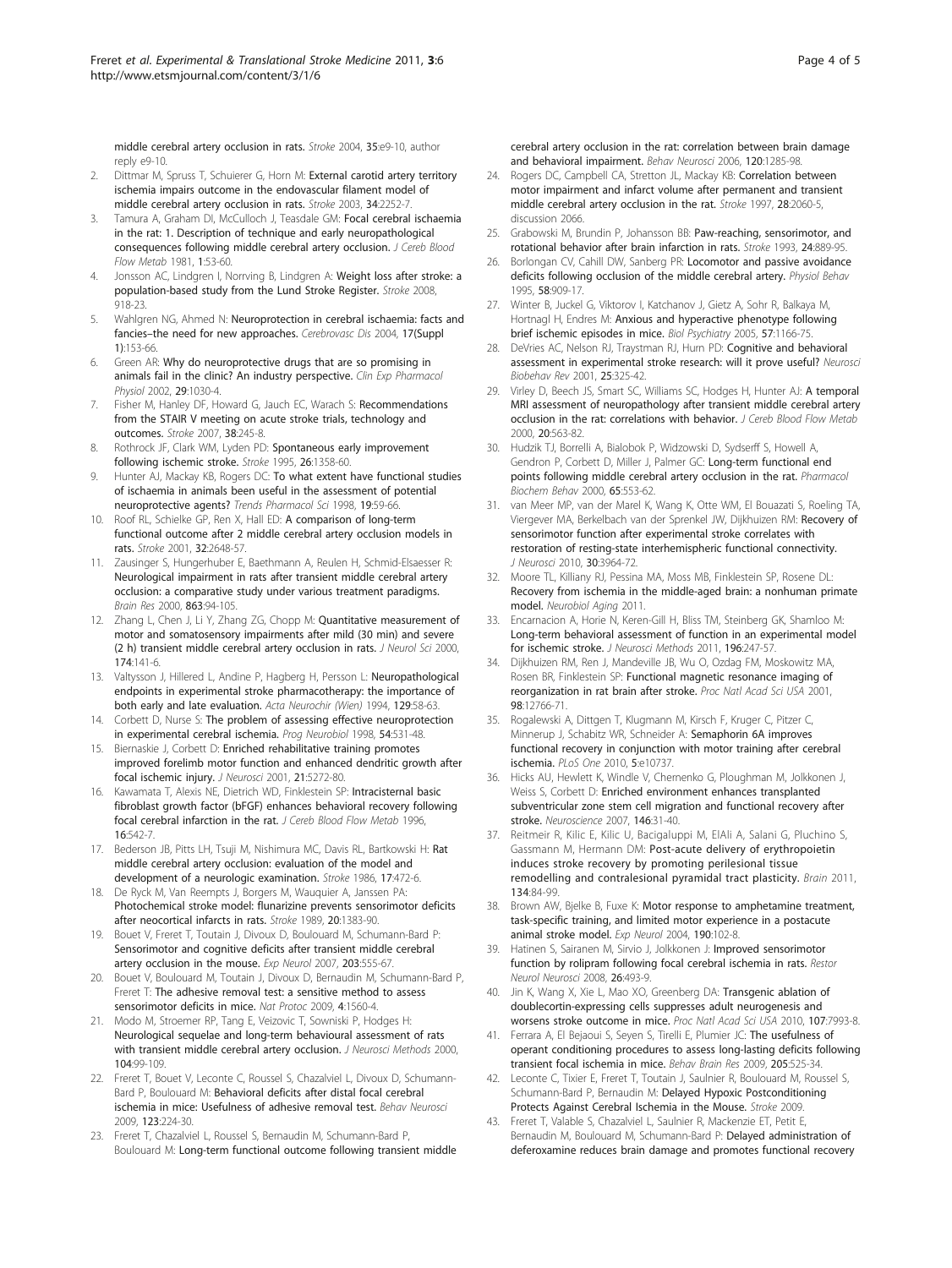middle cerebral artery occlusion in rats. *Stroke* 2004, **35**:e9-10, author reply e9-10.

2. Dittmar M, Spruss T, Schuierer G, Horn M: **External carotid artery territory ischemia impairs outcome in the endovascular filament model of middle cerebral artery occlusion in rats.** *Stroke* 2003, **34**:2252-7.
3. Tamura A, Graham DI, McCulloch J, Teasdale GM: **Focal cerebral ischaemia in the rat: 1. Description of technique and early neuropathological consequences following middle cerebral artery occlusion.** *J Cereb Blood Flow Metab* 1981, **1**:53-60.
4. Jonsson AC, Lindgren I, Norrving B, Lindgren A: **Weight loss after stroke: a population-based study from the Lund Stroke Register.** *Stroke* 2008, 918-23.
5. Wahlgren NG, Ahmed N: **Neuroprotection in cerebral ischaemia: facts and fancies–the need for new approaches.** *Cerebrovasc Dis* 2004, **17**(Suppl 1):153-66.
6. Green AR: **Why do neuroprotective drugs that are so promising in animals fail in the clinic? An industry perspective.** *Clin Exp Pharmacol Physiol* 2002, **29**:1030-4.
7. Fisher M, Hanley DF, Howard G, Jauch EC, Warach S: **Recommendations from the STAIR V meeting on acute stroke trials, technology and outcomes.** *Stroke* 2007, **38**:245-8.
8. Rothrock JF, Clark WM, Lyden PD: **Spontaneous early improvement following ischemic stroke.** *Stroke* 1995, **26**:1358-60.
9. Hunter AJ, Mackay KB, Rogers DC: **To what extent have functional studies of ischaemia in animals been useful in the assessment of potential neuroprotective agents?** *Trends Pharmacol Sci* 1998, **19**:59-66.
10. Roof RL, Schielke GP, Ren X, Hall ED: **A comparison of long-term functional outcome after 2 middle cerebral artery occlusion models in rats.** *Stroke* 2001, **32**:2648-57.
11. Zausinger S, Hungerhuber E, Baethmann A, Reulen H, Schmid-Elsaesser R: **Neurological impairment in rats after transient middle cerebral artery occlusion: a comparative study under various treatment paradigms.** *Brain Res* 2000, **863**:94-105.
12. Zhang L, Chen J, Li Y, Zhang ZG, Chopp M: **Quantitative measurement of motor and somatosensory impairments after mild (30 min) and severe (2 h) transient middle cerebral artery occlusion in rats.** *J Neurol Sci* 2000, **174**:141-6.
13. Valtysson J, Hillered L, Andine P, Hagberg H, Persson L: **Neuropathological endpoints in experimental stroke pharmacotherapy: the importance of both early and late evaluation.** *Acta Neurochir (Wien)* 1994, **129**:58-63.
14. Corbett D, Nurse S: **The problem of assessing effective neuroprotection in experimental cerebral ischemia.** *Prog Neurobiol* 1998, **54**:531-48.
15. Biernaskie J, Corbett D: **Enriched rehabilitative training promotes improved forelimb motor function and enhanced dendritic growth after focal ischemic injury.** *J Neurosci* 2001, **21**:5272-80.
16. Kawamata T, Alexis NE, Dietrich WD, Finklestein SP: **Intracisternal basic fibroblast growth factor (bFGF) enhances behavioral recovery following focal cerebral infarction in the rat.** *J Cereb Blood Flow Metab* 1996, **16**:542-7.
17. Bederson JB, Pitts LH, Tsuji M, Nishimura MC, Davis RL, Bartkowski H: **Rat middle cerebral artery occlusion: evaluation of the model and development of a neurologic examination.** *Stroke* 1986, **17**:472-6.
18. De Ryck M, Van Reempts J, Borgers M, Wauquier A, Janssen PA: **Photochemical stroke model: flunarizine prevents sensorimotor deficits after neocortical infarcts in rats.** *Stroke* 1989, **20**:1383-90.
19. Bouet V, Freret T, Toutain J, Divoux D, Boulouard M, Schumann-Bard P: **Sensorimotor and cognitive deficits after transient middle cerebral artery occlusion in the mouse.** *Exp Neurol* 2007, **203**:555-67.
20. Bouet V, Boulouard M, Toutain J, Divoux D, Bernaudin M, Schumann-Bard P, Freret T: **The adhesive removal test: a sensitive method to assess sensorimotor deficits in mice.** *Nat Protoc* 2009, **4**:1560-4.
21. Modo M, Stroemer RP, Tang E, Veizovic T, Sowniski P, Hodges H: **Neurological sequelae and long-term behavioural assessment of rats with transient middle cerebral artery occlusion.** *J Neurosci Methods* 2000, **104**:99-109.
22. Freret T, Bouet V, Leconte C, Roussel S, Chazalviel L, Divoux D, Schumann-Bard P, Boulouard M: **Behavioral deficits after distal focal cerebral ischemia in mice: Usefulness of adhesive removal test.** *Behav Neurosci* 2009, **123**:224-30.
23. Freret T, Chazalviel L, Roussel S, Bernaudin M, Schumann-Bard P, Boulouard M: **Long-term functional outcome following transient middle cerebral artery occlusion in the rat: correlation between brain damage and behavioral impairment.** *Behav Neurosci* 2006, **120**:1285-98.
24. Rogers DC, Campbell CA, Stretton JL, Mackay KB: **Correlation between motor impairment and infarct volume after permanent and transient middle cerebral artery occlusion in the rat.** *Stroke* 1997, **28**:2060-5, discussion 2066.
25. Grabowski M, Brundin P, Johansson BB: **Paw-reaching, sensorimotor, and rotational behavior after brain infarction in rats.** *Stroke* 1993, **24**:889-95.
26. Borlongan CV, Cahill DW, Sanberg PR: **Locomotor and passive avoidance deficits following occlusion of the middle cerebral artery.** *Physiol Behav* 1995, **58**:909-17.
27. Winter B, Juckel G, Viktorov I, Katchanov J, Gietz A, Sohr R, Balkaya M, Hortnagl H, Endres M: **Anxious and hyperactive phenotype following brief ischemic episodes in mice.** *Biol Psychiatry* 2005, **57**:1166-75.
28. DeVries AC, Nelson RJ, Traystman RJ, Hurn PD: **Cognitive and behavioral assessment in experimental stroke research: will it prove useful?** *Neurosci Biobehav Rev* 2001, **25**:325-42.
29. Virley D, Beech JS, Smart SC, Williams SC, Hodges H, Hunter AJ: **A temporal MRI assessment of neuropathology after transient middle cerebral artery occlusion in the rat: correlations with behavior.** *J Cereb Blood Flow Metab* 2000, **20**:563-82.
30. Hudzik TJ, Borrelli A, Bialobok P, Widzowski D, Sydserff S, Howell A, Gendron P, Corbett D, Miller J, Palmer GC: **Long-term functional end points following middle cerebral artery occlusion in the rat.** *Pharmacol Biochem Behav* 2000, **65**:553-62.
31. van Meer MP, van der Marel K, Wang K, Otte WM, El Bouazati S, Roeling TA, Viergever MA, Berkelbach van der Sprenkel JW, Dijkhuizen RM: **Recovery of sensorimotor function after experimental stroke correlates with restoration of resting-state interhemispheric functional connectivity.** *J Neurosci* 2010, **30**:3964-72.
32. Moore TL, Killiany RJ, Pessina MA, Moss MB, Finklestein SP, Rosene DL: **Recovery from ischemia in the middle-aged brain: a nonhuman primate model.** *Neurobiol Aging* 2011.
33. Encarnacion A, Horie N, Keren-Gill H, Bliss TM, Steinberg GK, Shamloo M: **Long-term behavioral assessment of function in an experimental model for ischemic stroke.** *J Neurosci Methods* 2011, **196**:247-57.
34. Dijkhuizen RM, Ren J, Mandeville JB, Wu O, Ozdag FM, Moskowitz MA, Rosen BR, Finklestein SP: **Functional magnetic resonance imaging of reorganization in rat brain after stroke.** *Proc Natl Acad Sci USA* 2001, **98**:12766-71.
35. Rogalewski A, Dittgen T, Klugmann M, Kirsch F, Kruger C, Pitzer C, Minnerup J, Schabitz WR, Schneider A: **Semaphorin 6A improves functional recovery in conjunction with motor training after cerebral ischemia.** *PLoS One* 2010, **5**:e10737.
36. Hicks AU, Hewlett K, Windle V, Chernenko G, Ploughman M, Jolkkonen J, Weiss S, Corbett D: **Enriched environment enhances transplanted subventricular zone stem cell migration and functional recovery after stroke.** *Neuroscience* 2007, **146**:31-40.
37. Reitmeir R, Kilic E, Kilic U, Bacigaluppi M, ElAli A, Salani G, Pluchino S, Gassmann M, Hermann DM: **Post-acute delivery of erythropoietin induces stroke recovery by promoting perilesional tissue remodelling and contralesional pyramidal tract plasticity.** *Brain* 2011, **134**:84-99.
38. Brown AW, Bjelke B, Fuxe K: **Motor response to amphetamine treatment, task-specific training, and limited motor experience in a postacute animal stroke model.** *Exp Neurol* 2004, **190**:102-8.
39. Hatinen S, Sairanen M, Sirvio J, Jolkkonen J: **Improved sensorimotor function by rolipram following focal cerebral ischemia in rats.** *Restor Neurol Neurosci* 2008, **26**:493-9.
40. Jin K, Wang X, Xie L, Mao XO, Greenberg DA: **Transgenic ablation of doublecortin-expressing cells suppresses adult neurogenesis and worsens stroke outcome in mice.** *Proc Natl Acad Sci USA* 2010, **107**:7993-8.
41. Ferrara A, El Bejaoui S, Seyen S, Tirelli E, Plumier JC: **The usefulness of operant conditioning procedures to assess long-lasting deficits following transient focal ischemia in mice.** *Behav Brain Res* 2009, **205**:525-34.
42. Leconte C, Tixier E, Freret T, Toutain J, Saulnier R, Boulouard M, Roussel S, Schumann-Bard P, Bernaudin M: **Delayed Hypoxic Postconditioning Protects Against Cerebral Ischemia in the Mouse.** *Stroke* 2009.
43. Freret T, Valable S, Chazalviel L, Saulnier R, Mackenzie ET, Petit E, Bernaudin M, Boulouard M, Schumann-Bard P: **Delayed administration of deferoxamine reduces brain damage and promotes functional recovery**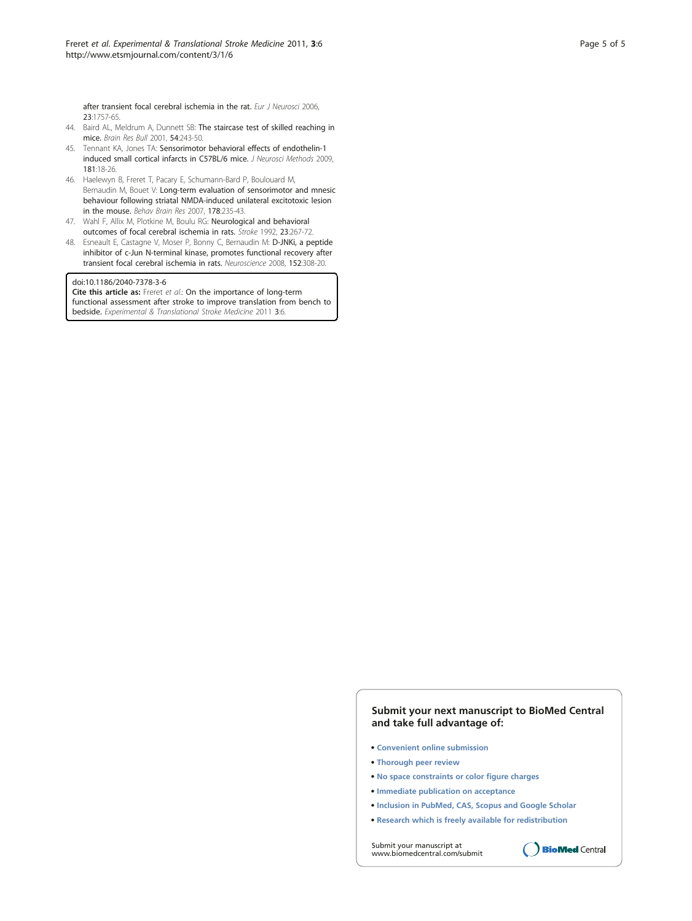after transient focal cerebral ischemia in the rat. *Eur J Neurosci* 2006, **23**:1757-65.

44. Baird AL, Meldrum A, Dunnett SB: **The staircase test of skilled reaching in mice.** *Brain Res Bull* 2001, **54**:243-50.
45. Tennant KA, Jones TA: **Sensorimotor behavioral effects of endothelin-1 induced small cortical infarcts in C57BL/6 mice.** *J Neurosci Methods* 2009, **181**:18-26.
46. Haelewyn B, Freret T, Pacary E, Schumann-Bard P, Boulouard M, Bernaudin M, Bouet V: **Long-term evaluation of sensorimotor and mnesic behaviour following striatal NMDA-induced unilateral excitotoxic lesion in the mouse.** *Behav Brain Res* 2007, **178**:235-43.
47. Wahl F, Allix M, Plotkine M, Boulu RG: **Neurological and behavioral outcomes of focal cerebral ischemia in rats.** *Stroke* 1992, **23**:267-72.
48. Esneault E, Castagne V, Moser P, Bonny C, Bernaudin M: **D-JNKi, a peptide inhibitor of c-Jun N-terminal kinase, promotes functional recovery after transient focal cerebral ischemia in rats.** *Neuroscience* 2008, **152**:308-20.

doi:10.1186/2040-7378-3-6
**Cite this article as:** Freret *et al.*: On the importance of long-term functional assessment after stroke to improve translation from bench to bedside. *Experimental & Translational Stroke Medicine* 2011 **3**:6.

**Submit your next manuscript to BioMed Central and take full advantage of:**

- **Convenient online submission**
- **Thorough peer review**
- **No space constraints or color figure charges**
- **Immediate publication on acceptance**
- **Inclusion in PubMed, CAS, Scopus and Google Scholar**
- **Research which is freely available for redistribution**

Submit your manuscript at
www.biomedcentral.com/submit

BioMed Central